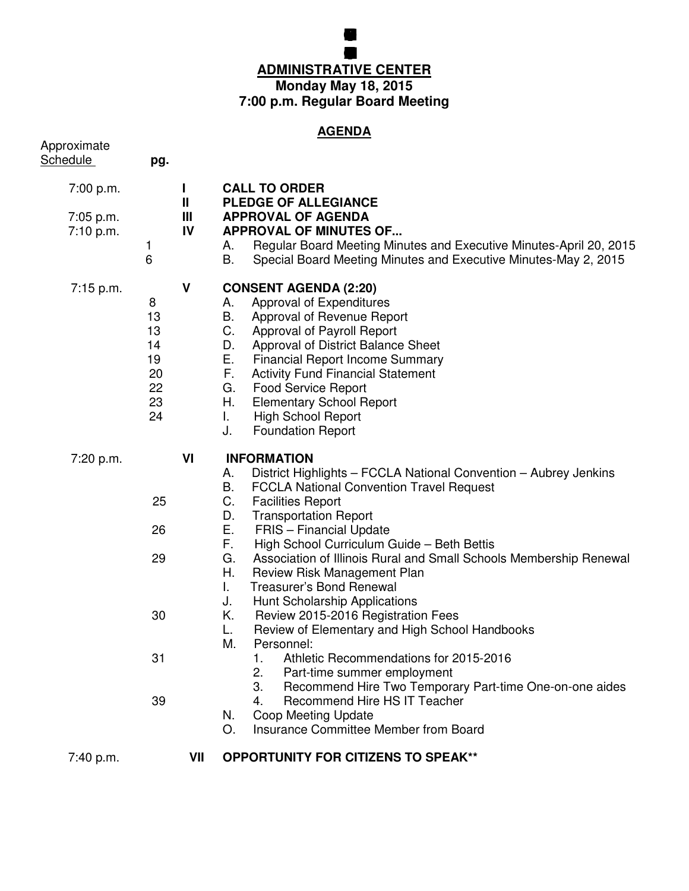# ADMINISTRATIVE CENTER

**Monday May 18, 2015**

**7:00 p.m. Regular Board Meeting**

## AGENDA

| Approximate Schedule | pg. | | |
|---|---|---|---|
| 7:00 p.m. | | I | **CALL TO ORDER** |
| | | II | **PLEDGE OF ALLEGIANCE** |
| 7:05 p.m. | | III | **APPROVAL OF AGENDA** |
| 7:10 p.m. | | IV | **APPROVAL OF MINUTES OF...** |
| | 1 | | A. Regular Board Meeting Minutes and Executive Minutes-April 20, 2015 |
| | 6 | | B. Special Board Meeting Minutes and Executive Minutes-May 2, 2015 |
| 7:15 p.m. | | V | **CONSENT AGENDA (2:20)** |
| | 8 | | A. Approval of Expenditures |
| | 13 | | B. Approval of Revenue Report |
| | 13 | | C. Approval of Payroll Report |
| | 14 | | D. Approval of District Balance Sheet |
| | 19 | | E. Financial Report Income Summary |
| | 20 | | F. Activity Fund Financial Statement |
| | 22 | | G. Food Service Report |
| | 23 | | H. Elementary School Report |
| | 24 | | I. High School Report |
| | | | J. Foundation Report |
| 7:20 p.m. | | VI | **INFORMATION** |
| | | | A. District Highlights – FCCLA National Convention – Aubrey Jenkins |
| | | | B. FCCLA National Convention Travel Request |
| | 25 | | C. Facilities Report |
| | | | D. Transportation Report |
| | 26 | | E. FRIS – Financial Update |
| | | | F. High School Curriculum Guide – Beth Bettis |
| | 29 | | G. Association of Illinois Rural and Small Schools Membership Renewal |
| | | | H. Review Risk Management Plan |
| | | | I. Treasurer's Bond Renewal |
| | | | J. Hunt Scholarship Applications |
| | 30 | | K. Review 2015-2016 Registration Fees |
| | | | L. Review of Elementary and High School Handbooks |
| | | | M. Personnel: |
| | 31 | | 1. Athletic Recommendations for 2015-2016 |
| | | | 2. Part-time summer employment |
| | | | 3. Recommend Hire Two Temporary Part-time One-on-one aides |
| | 39 | | 4. Recommend Hire HS IT Teacher |
| | | | N. Coop Meeting Update |
| | | | O. Insurance Committee Member from Board |
| 7:40 p.m. | | VII | **OPPORTUNITY FOR CITIZENS TO SPEAK\*\*** |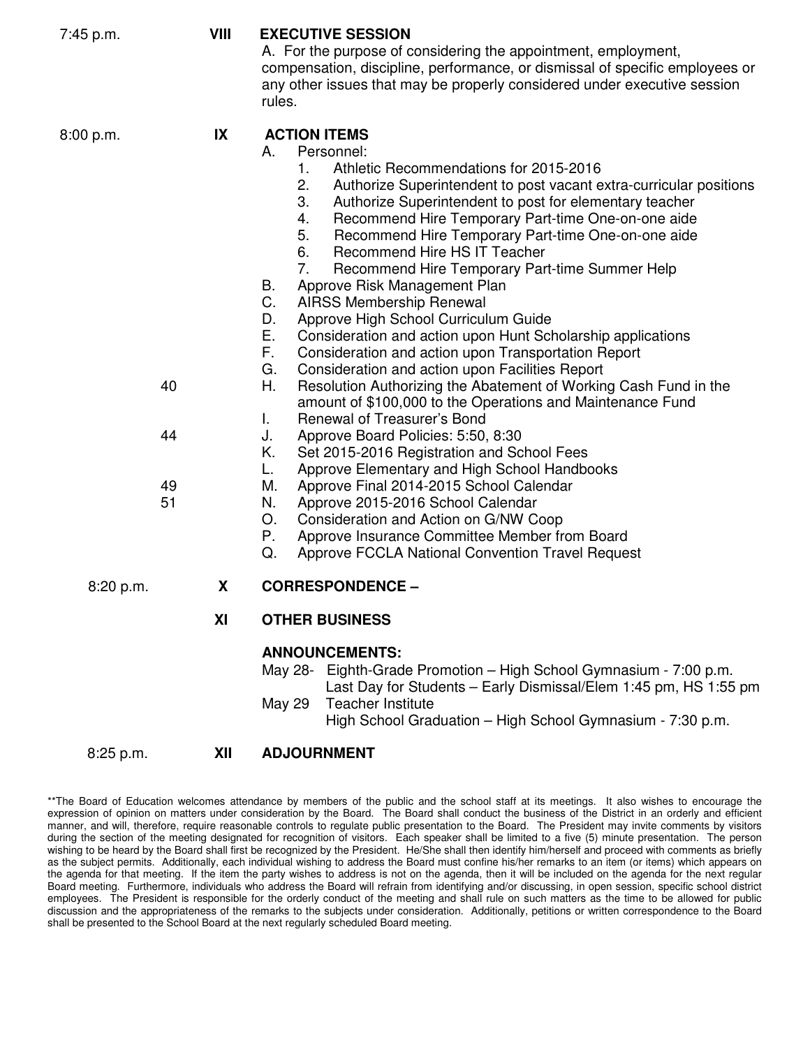7:45 p.m. **VIII** **EXECUTIVE SESSION**

A. For the purpose of considering the appointment, employment, compensation, discipline, performance, or dismissal of specific employees or any other issues that may be properly considered under executive session rules.

8:00 p.m. **IX** **ACTION ITEMS**

A. Personnel:
   1. Athletic Recommendations for 2015-2016
   2. Authorize Superintendent to post vacant extra-curricular positions
   3. Authorize Superintendent to post for elementary teacher
   4. Recommend Hire Temporary Part-time One-on-one aide
   5. Recommend Hire Temporary Part-time One-on-one aide
   6. Recommend Hire HS IT Teacher
   7. Recommend Hire Temporary Part-time Summer Help

B. Approve Risk Management Plan

C. AIRSS Membership Renewal

D. Approve High School Curriculum Guide

E. Consideration and action upon Hunt Scholarship applications

F. Consideration and action upon Transportation Report

G. Consideration and action upon Facilities Report

40 H. Resolution Authorizing the Abatement of Working Cash Fund in the amount of $100,000 to the Operations and Maintenance Fund

I. Renewal of Treasurer's Bond

44 J. Approve Board Policies: 5:50, 8:30

K. Set 2015-2016 Registration and School Fees

L. Approve Elementary and High School Handbooks

49 M. Approve Final 2014-2015 School Calendar

51 N. Approve 2015-2016 School Calendar

O. Consideration and Action on G/NW Coop

P. Approve Insurance Committee Member from Board

Q. Approve FCCLA National Convention Travel Request

8:20 p.m. **X** **CORRESPONDENCE –**

**XI** **OTHER BUSINESS**

**ANNOUNCEMENTS:**

May 28- Eighth-Grade Promotion – High School Gymnasium - 7:00 p.m.
Last Day for Students – Early Dismissal/Elem 1:45 pm, HS 1:55 pm

May 29 Teacher Institute
High School Graduation – High School Gymnasium - 7:30 p.m.

8:25 p.m. **XII** **ADJOURNMENT**

**The Board of Education welcomes attendance by members of the public and the school staff at its meetings. It also wishes to encourage the expression of opinion on matters under consideration by the Board. The Board shall conduct the business of the District in an orderly and efficient manner, and will, therefore, require reasonable controls to regulate public presentation to the Board. The President may invite comments by visitors during the section of the meeting designated for recognition of visitors. Each speaker shall be limited to a five (5) minute presentation. The person wishing to be heard by the Board shall first be recognized by the President. He/She shall then identify him/herself and proceed with comments as briefly as the subject permits. Additionally, each individual wishing to address the Board must confine his/her remarks to an item (or items) which appears on the agenda for that meeting. If the item the party wishes to address is not on the agenda, then it will be included on the agenda for the next regular Board meeting. Furthermore, individuals who address the Board will refrain from identifying and/or discussing, in open session, specific school district employees. The President is responsible for the orderly conduct of the meeting and shall rule on such matters as the time to be allowed for public discussion and the appropriateness of the remarks to the subjects under consideration. Additionally, petitions or written correspondence to the Board shall be presented to the School Board at the next regularly scheduled Board meeting.